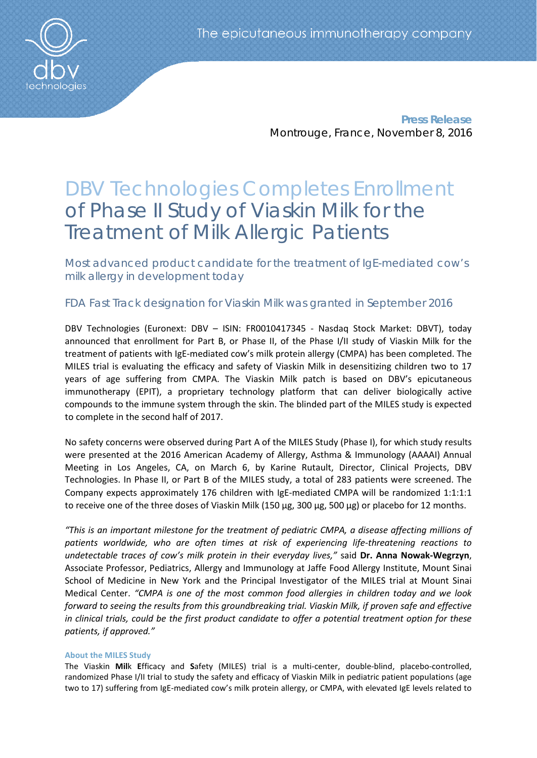**Press Release**

Montrouge, France, November 8, 2016

# DBV Technologies Completes Enrollment of Phase II Study of Viaskin Milk for the Treatment of Milk Allergic Patients

## Most advanced product candidate for the treatment of IgE-mediated cow's milk allergy in development today

## FDA Fast Track designation for Viaskin Milk was granted in September 2016

DBV Technologies (Euronext: DBV – ISIN: FR0010417345 - Nasdaq Stock Market: DBVT), today announced that enrollment for Part B, or Phase II, of the Phase I/II study of Viaskin Milk for the treatment of patients with IgE-mediated cow's milk protein allergy (CMPA) has been completed. The MILES trial is evaluating the efficacy and safety of Viaskin Milk in desensitizing children two to 17 years of age suffering from CMPA. The Viaskin Milk patch is based on DBV's epicutaneous immunotherapy (EPIT), a proprietary technology platform that can deliver biologically active compounds to the immune system through the skin. The blinded part of the MILES study is expected to complete in the second half of 2017.

No safety concerns were observed during Part A of the MILES Study (Phase I), for which study results were presented at the 2016 American Academy of Allergy, Asthma & Immunology (AAAAI) Annual Meeting in Los Angeles, CA, on March 6, by Karine Rutault, Director, Clinical Projects, DBV Technologies. In Phase II, or Part B of the MILES study, a total of 283 patients were screened. The Company expects approximately 176 children with IgE-mediated CMPA will be randomized 1:1:1:1 to receive one of the three doses of Viaskin Milk (150 µg, 300 µg, 500 µg) or placebo for 12 months.

*"This is an important milestone for the treatment of pediatric CMPA, a disease affecting millions of patients worldwide, who are often times at risk of experiencing life-threatening reactions to undetectable traces of cow's milk protein in their everyday lives,"* said **Dr. Anna Nowak-Wegrzyn**, Associate Professor, Pediatrics, Allergy and Immunology at Jaffe Food Allergy Institute, Mount Sinai School of Medicine in New York and the Principal Investigator of the MILES trial at Mount Sinai Medical Center. *"CMPA is one of the most common food allergies in children today and we look forward to seeing the results from this groundbreaking trial. Viaskin Milk, if proven safe and effective in clinical trials, could be the first product candidate to offer a potential treatment option for these patients, if approved."*

### About the MILES Study

The Viaskin **Mil**k **E**fficacy and **S**afety (MILES) trial is a multi-center, double-blind, placebo-controlled, randomized Phase I/II trial to study the safety and efficacy of Viaskin Milk in pediatric patient populations (age two to 17) suffering from IgE-mediated cow's milk protein allergy, or CMPA, with elevated IgE levels related to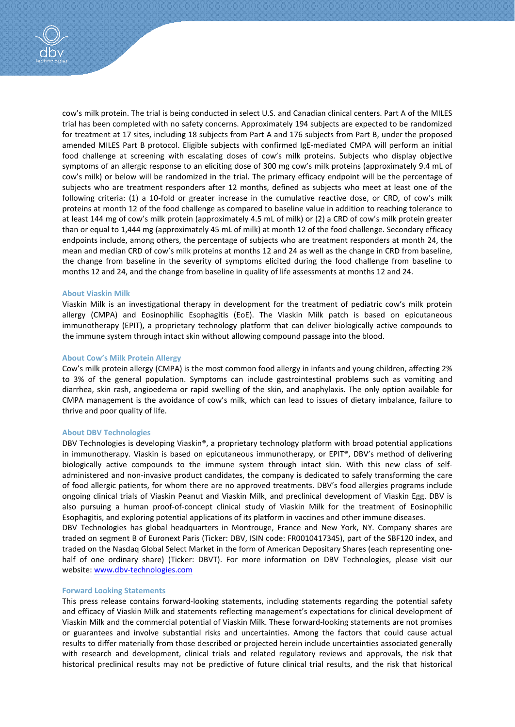cow's milk protein. The trial is being conducted in select U.S. and Canadian clinical centers. Part A of the MILES trial has been completed with no safety concerns. Approximately 194 subjects are expected to be randomized for treatment at 17 sites, including 18 subjects from Part A and 176 subjects from Part B, under the proposed amended MILES Part B protocol. Eligible subjects with confirmed IgE-mediated CMPA will perform an initial food challenge at screening with escalating doses of cow's milk proteins. Subjects who display objective symptoms of an allergic response to an eliciting dose of 300 mg cow's milk proteins (approximately 9.4 mL of cow's milk) or below will be randomized in the trial. The primary efficacy endpoint will be the percentage of subjects who are treatment responders after 12 months, defined as subjects who meet at least one of the following criteria: (1) a 10-fold or greater increase in the cumulative reactive dose, or CRD, of cow's milk proteins at month 12 of the food challenge as compared to baseline value in addition to reaching tolerance to at least 144 mg of cow's milk protein (approximately 4.5 mL of milk) or (2) a CRD of cow's milk protein greater than or equal to 1,444 mg (approximately 45 mL of milk) at month 12 of the food challenge. Secondary efficacy endpoints include, among others, the percentage of subjects who are treatment responders at month 24, the mean and median CRD of cow's milk proteins at months 12 and 24 as well as the change in CRD from baseline, the change from baseline in the severity of symptoms elicited during the food challenge from baseline to months 12 and 24, and the change from baseline in quality of life assessments at months 12 and 24.

### About Viaskin Milk

Viaskin Milk is an investigational therapy in development for the treatment of pediatric cow's milk protein allergy (CMPA) and Eosinophilic Esophagitis (EoE). The Viaskin Milk patch is based on epicutaneous immunotherapy (EPIT), a proprietary technology platform that can deliver biologically active compounds to the immune system through intact skin without allowing compound passage into the blood.

### About Cow's Milk Protein Allergy

Cow's milk protein allergy (CMPA) is the most common food allergy in infants and young children, affecting 2% to 3% of the general population. Symptoms can include gastrointestinal problems such as vomiting and diarrhea, skin rash, angioedema or rapid swelling of the skin, and anaphylaxis. The only option available for CMPA management is the avoidance of cow's milk, which can lead to issues of dietary imbalance, failure to thrive and poor quality of life.

### About DBV Technologies

DBV Technologies is developing Viaskin®, a proprietary technology platform with broad potential applications in immunotherapy. Viaskin is based on epicutaneous immunotherapy, or EPIT®, DBV's method of delivering biologically active compounds to the immune system through intact skin. With this new class of self-administered and non-invasive product candidates, the company is dedicated to safely transforming the care of food allergic patients, for whom there are no approved treatments. DBV's food allergies programs include ongoing clinical trials of Viaskin Peanut and Viaskin Milk, and preclinical development of Viaskin Egg. DBV is also pursuing a human proof-of-concept clinical study of Viaskin Milk for the treatment of Eosinophilic Esophagitis, and exploring potential applications of its platform in vaccines and other immune diseases.
DBV Technologies has global headquarters in Montrouge, France and New York, NY. Company shares are traded on segment B of Euronext Paris (Ticker: DBV, ISIN code: FR0010417345), part of the SBF120 index, and traded on the Nasdaq Global Select Market in the form of American Depositary Shares (each representing one-half of one ordinary share) (Ticker: DBVT). For more information on DBV Technologies, please visit our website: [www.dbv-technologies.com](http://www.dbv-technologies.com)

### Forward Looking Statements

This press release contains forward-looking statements, including statements regarding the potential safety and efficacy of Viaskin Milk and statements reflecting management's expectations for clinical development of Viaskin Milk and the commercial potential of Viaskin Milk. These forward-looking statements are not promises or guarantees and involve substantial risks and uncertainties. Among the factors that could cause actual results to differ materially from those described or projected herein include uncertainties associated generally with research and development, clinical trials and related regulatory reviews and approvals, the risk that historical preclinical results may not be predictive of future clinical trial results, and the risk that historical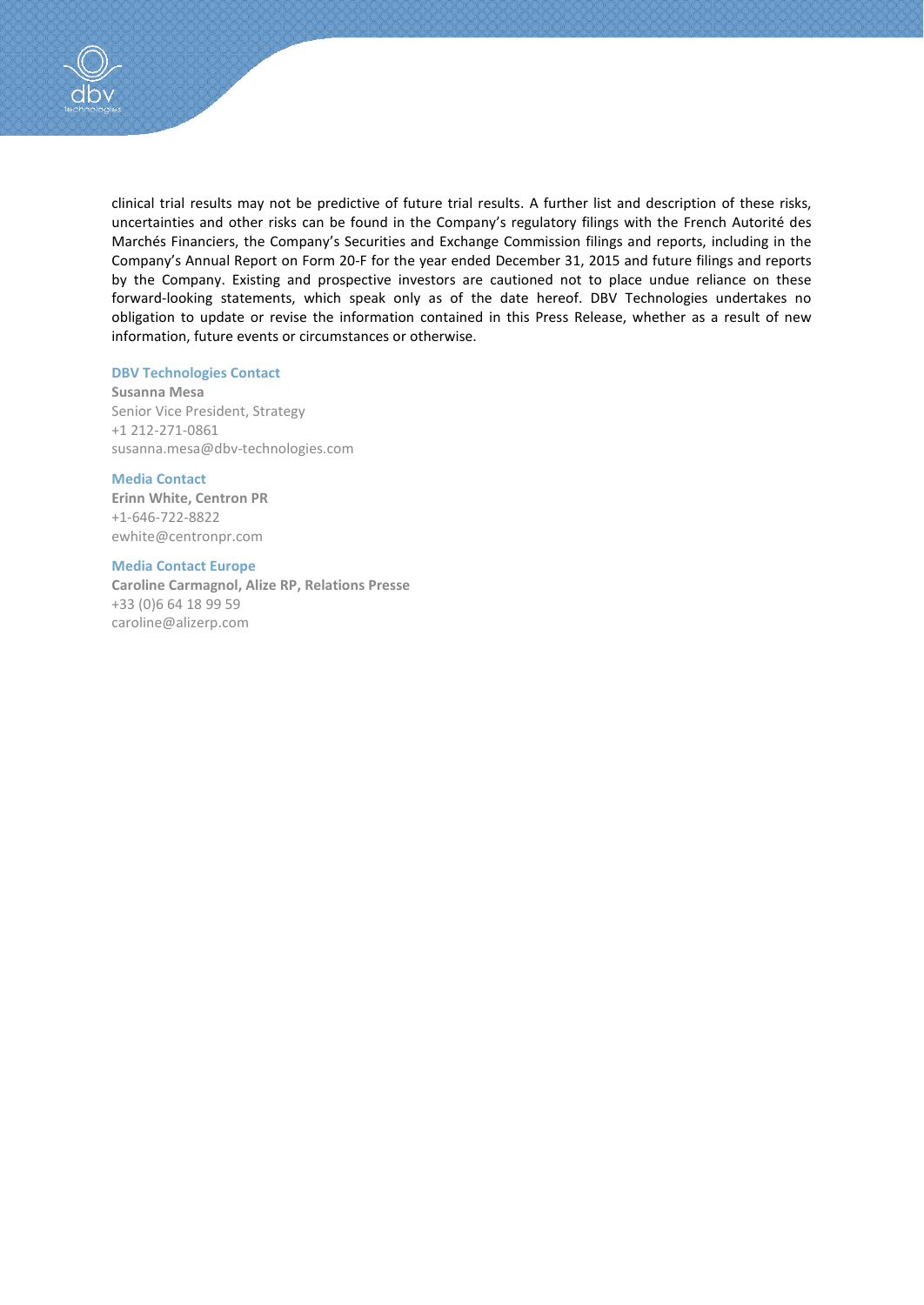clinical trial results may not be predictive of future trial results. A further list and description of these risks, uncertainties and other risks can be found in the Company's regulatory filings with the French Autorité des Marchés Financiers, the Company's Securities and Exchange Commission filings and reports, including in the Company's Annual Report on Form 20-F for the year ended December 31, 2015 and future filings and reports by the Company. Existing and prospective investors are cautioned not to place undue reliance on these forward-looking statements, which speak only as of the date hereof. DBV Technologies undertakes no obligation to update or revise the information contained in this Press Release, whether as a result of new information, future events or circumstances or otherwise.

**DBV Technologies Contact**
**Susanna Mesa**
Senior Vice President, Strategy
+1 212-271-0861
susanna.mesa@dbv-technologies.com

**Media Contact**
**Erinn White, Centron PR**
+1-646-722-8822
ewhite@centronpr.com

**Media Contact Europe**
**Caroline Carmagnol, Alize RP, Relations Presse**
+33 (0)6 64 18 99 59
caroline@alizerp.com